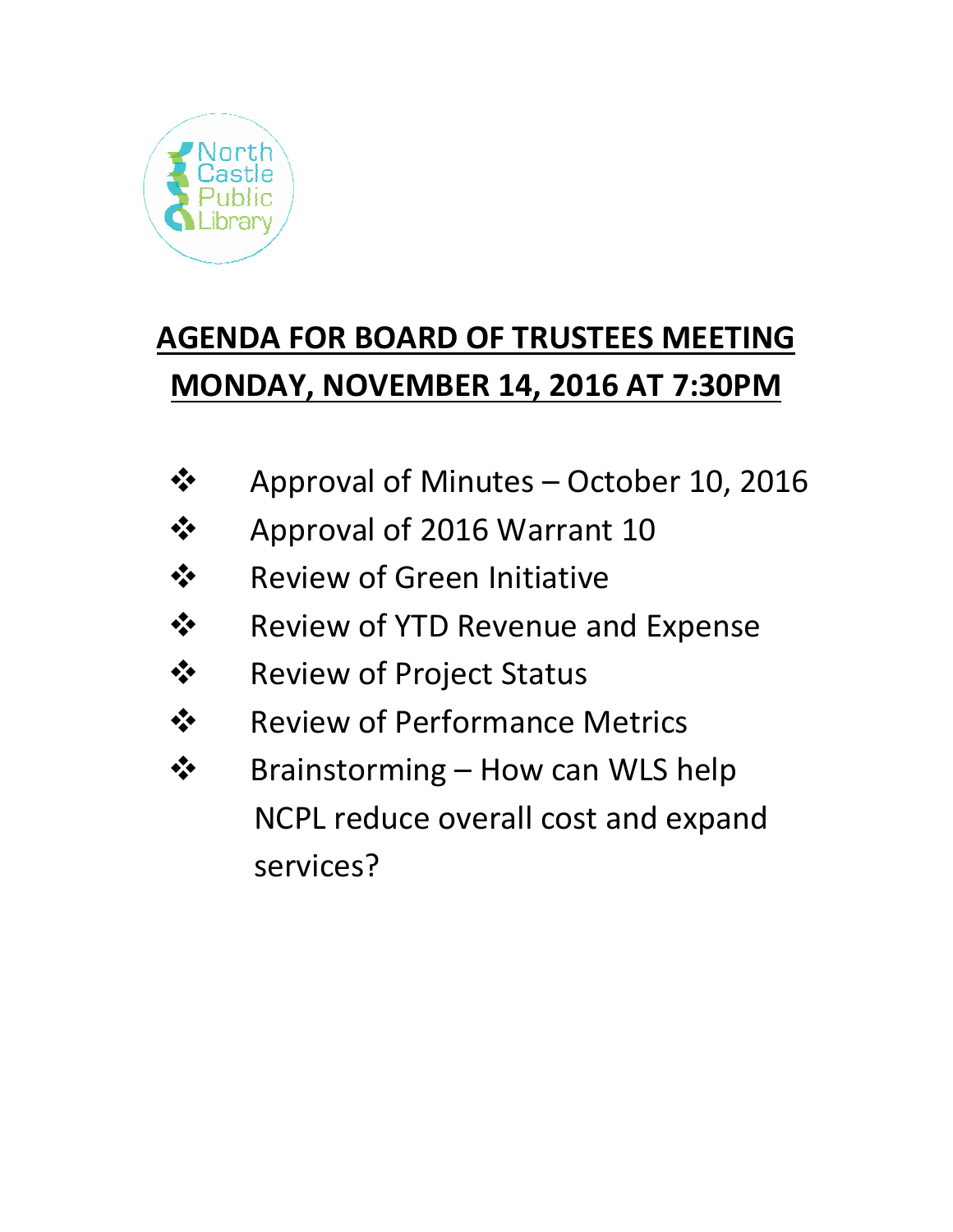North Castle Public Library

# AGENDA FOR BOARD OF TRUSTEES MEETING
# MONDAY, NOVEMBER 14, 2016 AT 7:30PM

- Approval of Minutes – October 10, 2016
- Approval of 2016 Warrant 10
- Review of Green Initiative
- Review of YTD Revenue and Expense
- Review of Project Status
- Review of Performance Metrics
- Brainstorming – How can WLS help NCPL reduce overall cost and expand services?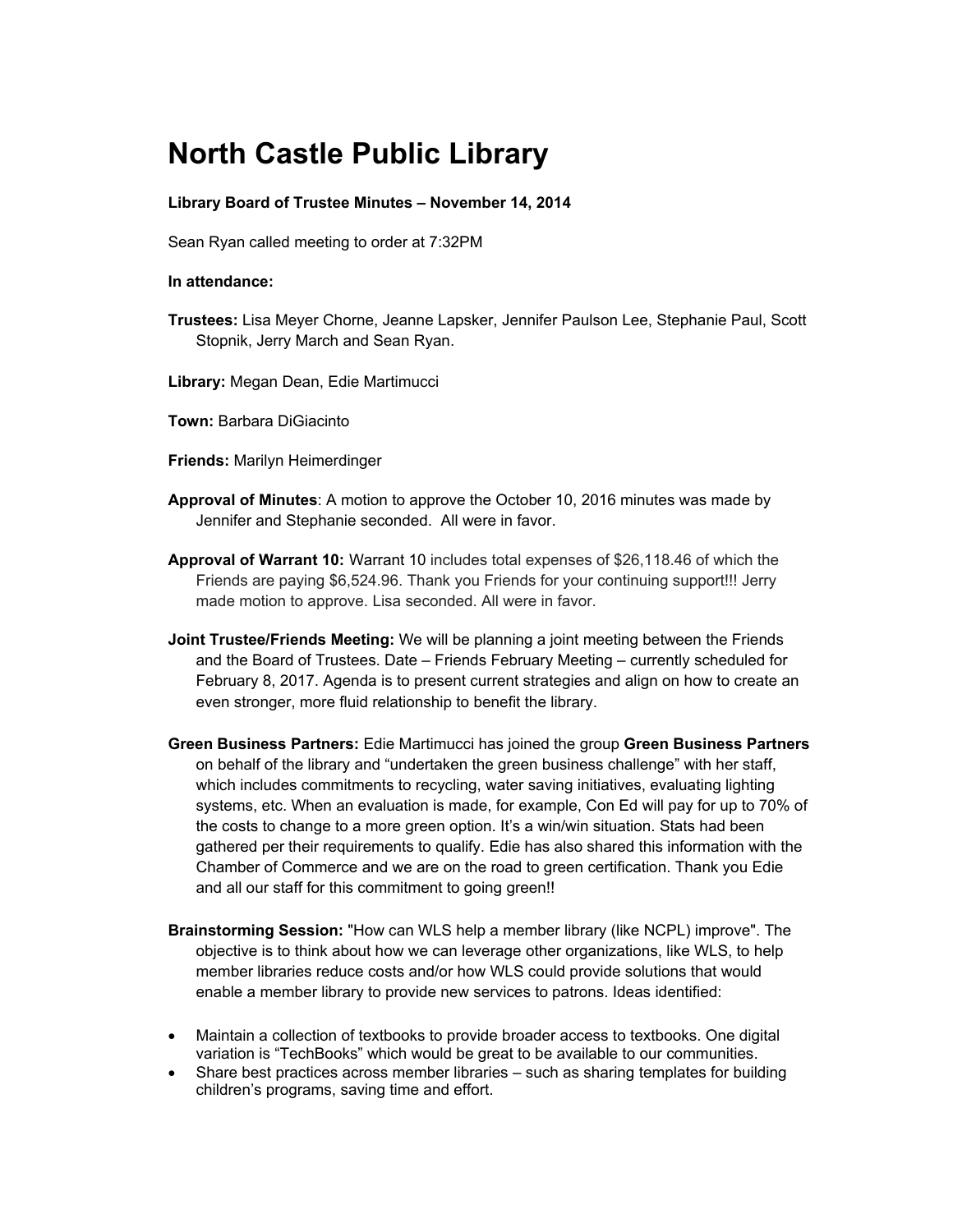# North Castle Public Library

**Library Board of Trustee Minutes – November 14, 2014**

Sean Ryan called meeting to order at 7:32PM

**In attendance:**

**Trustees:** Lisa Meyer Chorne, Jeanne Lapsker, Jennifer Paulson Lee, Stephanie Paul, Scott Stopnik, Jerry March and Sean Ryan.

**Library:** Megan Dean, Edie Martimucci

**Town:** Barbara DiGiacinto

**Friends:** Marilyn Heimerdinger

**Approval of Minutes**: A motion to approve the October 10, 2016 minutes was made by Jennifer and Stephanie seconded. All were in favor.

**Approval of Warrant 10:** Warrant 10 includes total expenses of $26,118.46 of which the Friends are paying $6,524.96. Thank you Friends for your continuing support!!! Jerry made motion to approve. Lisa seconded. All were in favor.

**Joint Trustee/Friends Meeting:** We will be planning a joint meeting between the Friends and the Board of Trustees. Date – Friends February Meeting – currently scheduled for February 8, 2017. Agenda is to present current strategies and align on how to create an even stronger, more fluid relationship to benefit the library.

**Green Business Partners:** Edie Martimucci has joined the group **Green Business Partners** on behalf of the library and "undertaken the green business challenge" with her staff, which includes commitments to recycling, water saving initiatives, evaluating lighting systems, etc. When an evaluation is made, for example, Con Ed will pay for up to 70% of the costs to change to a more green option. It's a win/win situation. Stats had been gathered per their requirements to qualify. Edie has also shared this information with the Chamber of Commerce and we are on the road to green certification. Thank you Edie and all our staff for this commitment to going green!!

**Brainstorming Session:** "How can WLS help a member library (like NCPL) improve". The objective is to think about how we can leverage other organizations, like WLS, to help member libraries reduce costs and/or how WLS could provide solutions that would enable a member library to provide new services to patrons. Ideas identified:

- Maintain a collection of textbooks to provide broader access to textbooks. One digital variation is "TechBooks" which would be great to be available to our communities.
- Share best practices across member libraries – such as sharing templates for building children's programs, saving time and effort.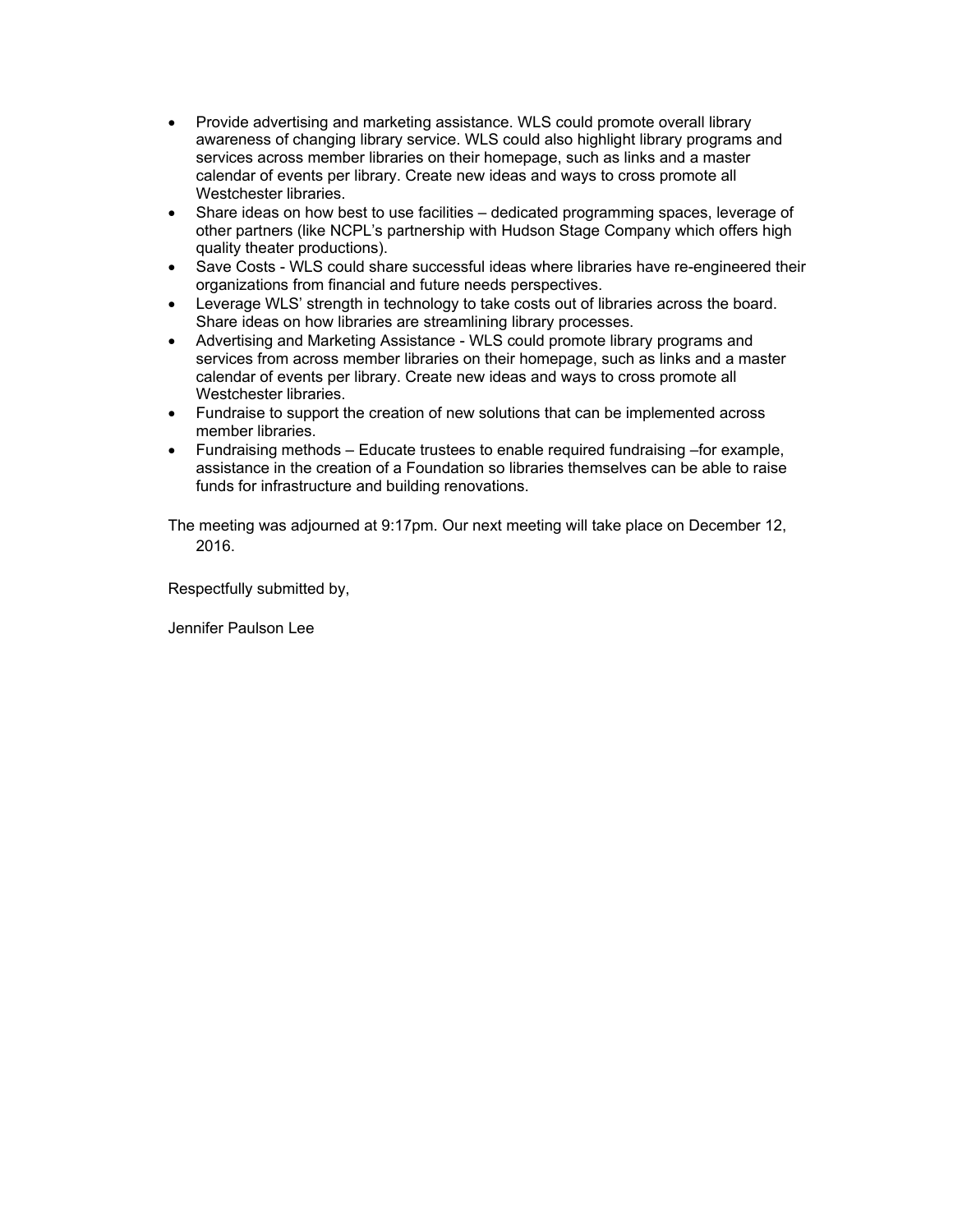- Provide advertising and marketing assistance. WLS could promote overall library awareness of changing library service. WLS could also highlight library programs and services across member libraries on their homepage, such as links and a master calendar of events per library. Create new ideas and ways to cross promote all Westchester libraries.
- Share ideas on how best to use facilities – dedicated programming spaces, leverage of other partners (like NCPL's partnership with Hudson Stage Company which offers high quality theater productions).
- Save Costs - WLS could share successful ideas where libraries have re-engineered their organizations from financial and future needs perspectives.
- Leverage WLS' strength in technology to take costs out of libraries across the board. Share ideas on how libraries are streamlining library processes.
- Advertising and Marketing Assistance - WLS could promote library programs and services from across member libraries on their homepage, such as links and a master calendar of events per library. Create new ideas and ways to cross promote all Westchester libraries.
- Fundraise to support the creation of new solutions that can be implemented across member libraries.
- Fundraising methods – Educate trustees to enable required fundraising –for example, assistance in the creation of a Foundation so libraries themselves can be able to raise funds for infrastructure and building renovations.

The meeting was adjourned at 9:17pm. Our next meeting will take place on December 12, 2016.

Respectfully submitted by,

Jennifer Paulson Lee